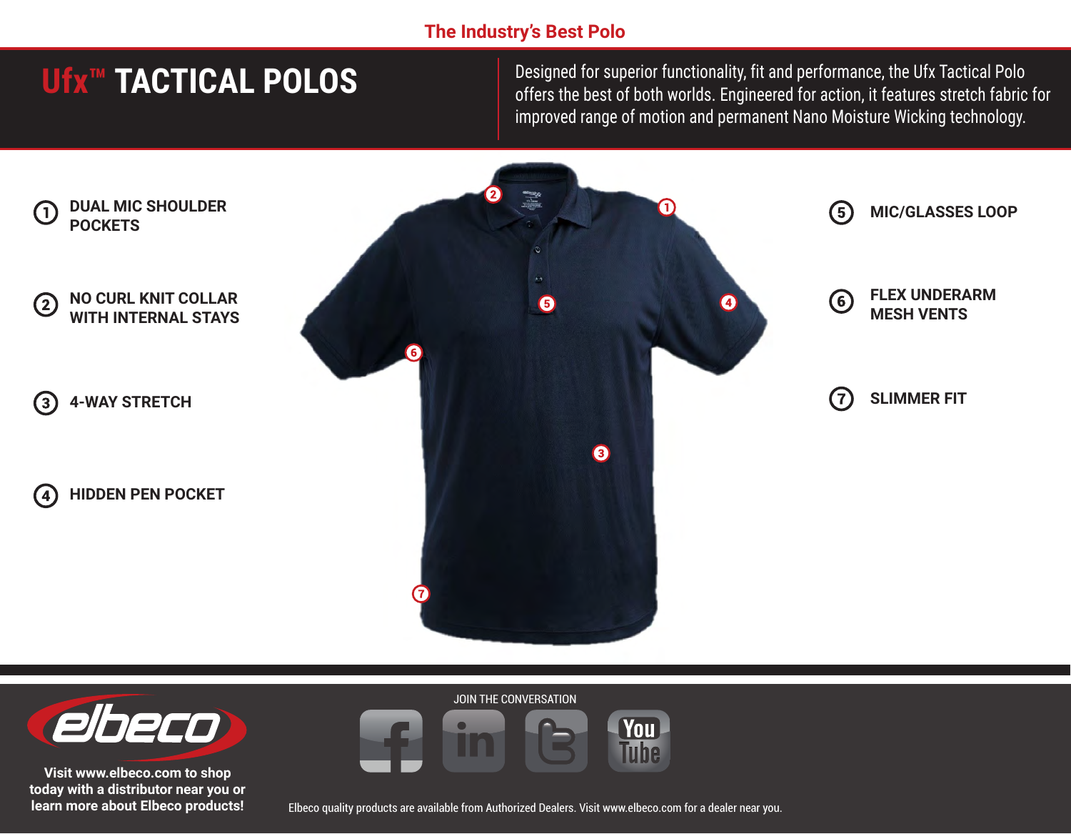The Industry's Best Polo

# Ufx™ TACTICAL POLOS

Designed for superior functionality, fit and performance, the Ufx Tactical Polo offers the best of both worlds. Engineered for action, it features stretch fabric for improved range of motion and permanent Nano Moisture Wicking technology.

1. **DUAL MIC SHOULDER POCKETS**
2. **NO CURL KNIT COLLAR WITH INTERNAL STAYS**
3. **4-WAY STRETCH**
4. **HIDDEN PEN POCKET**
5. **MIC/GLASSES LOOP**
6. **FLEX UNDERARM MESH VENTS**
7. **SLIMMER FIT**

elbeco

**Visit www.elbeco.com to shop today with a distributor near you or learn more about Elbeco products!**

JOIN THE CONVERSATION

Elbeco quality products are available from Authorized Dealers. Visit www.elbeco.com for a dealer near you.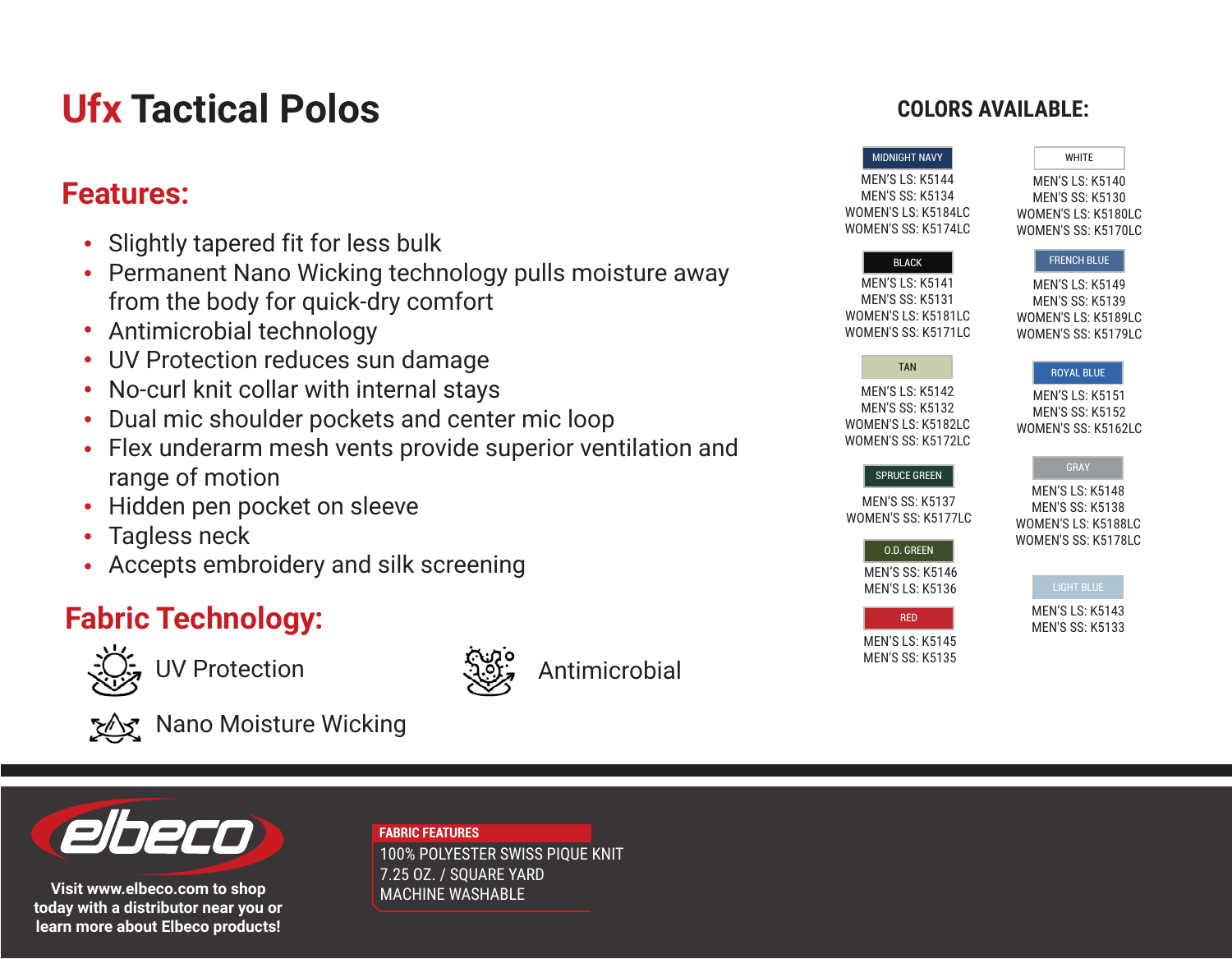# Ufx Tactical Polos

## Features:

- Slightly tapered fit for less bulk
- Permanent Nano Wicking technology pulls moisture away from the body for quick-dry comfort
- Antimicrobial technology
- UV Protection reduces sun damage
- No-curl knit collar with internal stays
- Dual mic shoulder pockets and center mic loop
- Flex underarm mesh vents provide superior ventilation and range of motion
- Hidden pen pocket on sleeve
- Tagless neck
- Accepts embroidery and silk screening

## Fabric Technology:

UV Protection

Antimicrobial

Nano Moisture Wicking

## COLORS AVAILABLE:

**MIDNIGHT NAVY**
MEN'S LS: K5144
MEN'S SS: K5134
WOMEN'S LS: K5184LC
WOMEN'S SS: K5174LC

**BLACK**
MEN'S LS: K5141
MEN'S SS: K5131
WOMEN'S LS: K5181LC
WOMEN'S SS: K5171LC

**TAN**
MEN'S LS: K5142
MEN'S SS: K5132
WOMEN'S LS: K5182LC
WOMEN'S SS: K5172LC

**SPRUCE GREEN**
MEN'S SS: K5137
WOMEN'S SS: K5177LC

**O.D. GREEN**
MEN'S SS: K5146
MEN'S LS: K5136

**RED**
MEN'S LS: K5145
MEN'S SS: K5135

**WHITE**
MEN'S LS: K5140
MEN'S SS: K5130
WOMEN'S LS: K5180LC
WOMEN'S SS: K5170LC

**FRENCH BLUE**
MEN'S LS: K5149
MEN'S SS: K5139
WOMEN'S LS: K5189LC
WOMEN'S SS: K5179LC

**ROYAL BLUE**
MEN'S LS: K5151
MEN'S SS: K5152
WOMEN'S SS: K5162LC

**GRAY**
MEN'S LS: K5148
MEN'S SS: K5138
WOMEN'S LS: K5188LC
WOMEN'S SS: K5178LC

**LIGHT BLUE**
MEN'S LS: K5143
MEN'S SS: K5133

elbeco

**Visit www.elbeco.com to shop today with a distributor near you or learn more about Elbeco products!**

**FABRIC FEATURES**
100% POLYESTER SWISS PIQUE KNIT
7.25 OZ. / SQUARE YARD
MACHINE WASHABLE